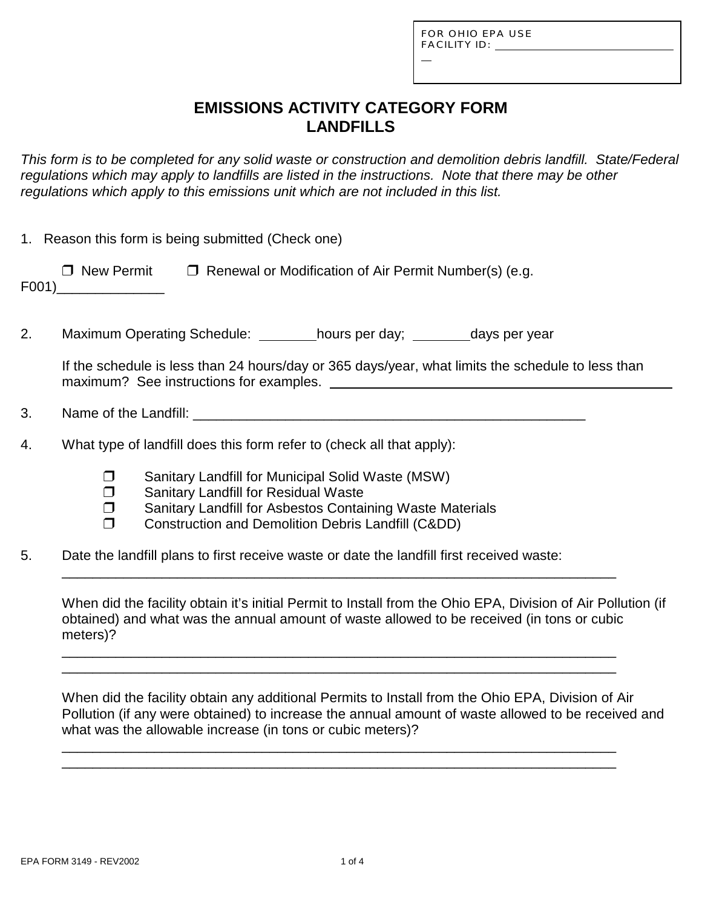FOR OHIO EPA USE
FACILITY ID: ______________________________

# EMISSIONS ACTIVITY CATEGORY FORM
# LANDFILLS

*This form is to be completed for any solid waste or construction and demolition debris landfill. State/Federal regulations which may apply to landfills are listed in the instructions. Note that there may be other regulations which apply to this emissions unit which are not included in this list.*

1. Reason this form is being submitted (Check one)

   ❒ New Permit ❒ Renewal or Modification of Air Permit Number(s) (e.g. F001)______________

2. Maximum Operating Schedule: ________hours per day; ________days per year

   If the schedule is less than 24 hours/day or 365 days/year, what limits the schedule to less than maximum? See instructions for examples. ______________________________________________

3. Name of the Landfill: ______________________________________________________

4. What type of landfill does this form refer to (check all that apply):

   ❒ Sanitary Landfill for Municipal Solid Waste (MSW)
   ❒ Sanitary Landfill for Residual Waste
   ❒ Sanitary Landfill for Asbestos Containing Waste Materials
   ❒ Construction and Demolition Debris Landfill (C&DD)

5. Date the landfill plans to first receive waste or date the landfill first received waste:
   ___________________________________________________________________________

   When did the facility obtain it's initial Permit to Install from the Ohio EPA, Division of Air Pollution (if obtained) and what was the annual amount of waste allowed to be received (in tons or cubic meters)?
   ___________________________________________________________________________
   ___________________________________________________________________________

   When did the facility obtain any additional Permits to Install from the Ohio EPA, Division of Air Pollution (if any were obtained) to increase the annual amount of waste allowed to be received and what was the allowable increase (in tons or cubic meters)?
   ___________________________________________________________________________
   ___________________________________________________________________________

EPA FORM 3149 - REV2002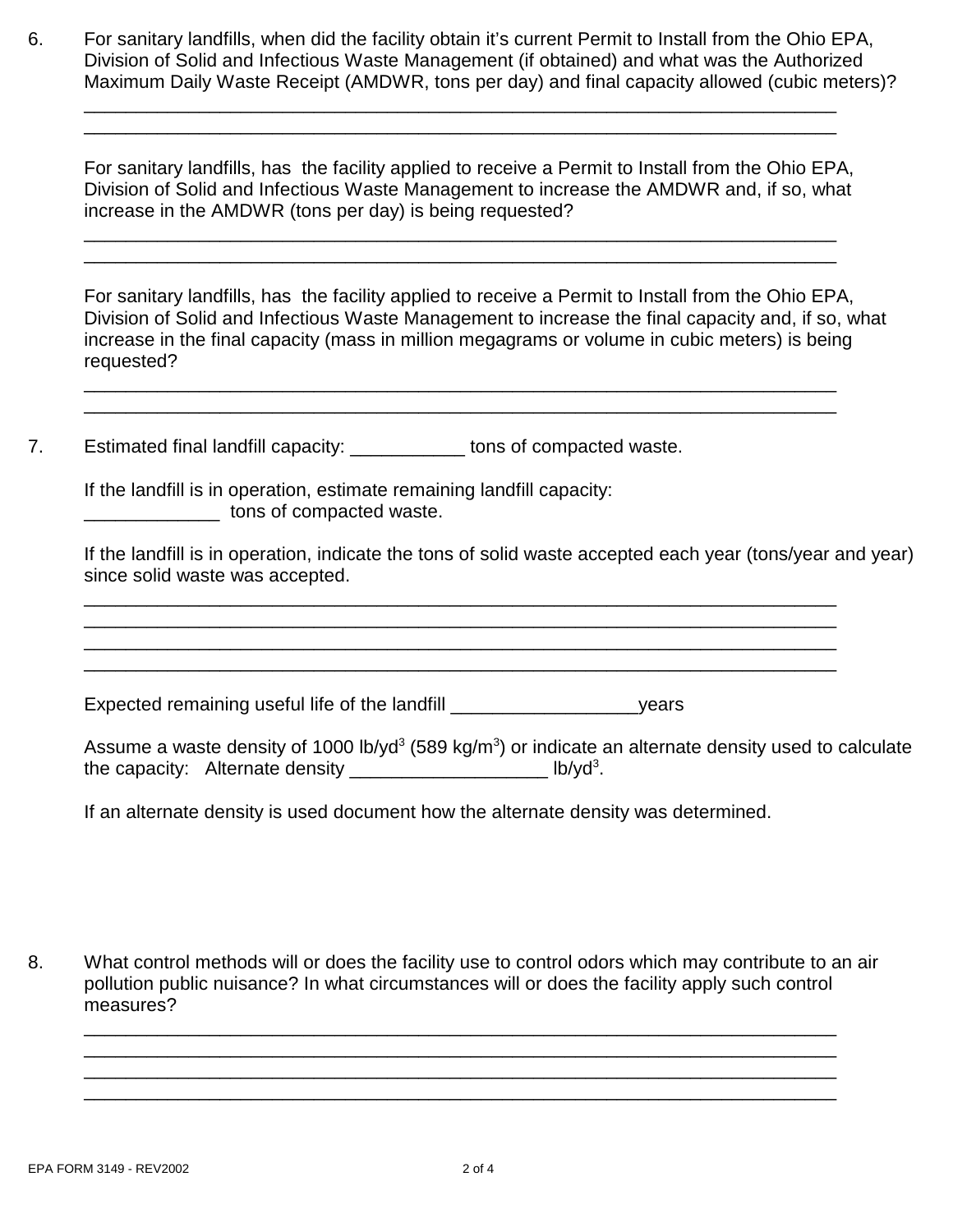6. For sanitary landfills, when did the facility obtain it's current Permit to Install from the Ohio EPA, Division of Solid and Infectious Waste Management (if obtained) and what was the Authorized Maximum Daily Waste Receipt (AMDWR, tons per day) and final capacity allowed (cubic meters)?

   ___________________________________________________________________________
   ___________________________________________________________________________

   For sanitary landfills, has the facility applied to receive a Permit to Install from the Ohio EPA, Division of Solid and Infectious Waste Management to increase the AMDWR and, if so, what increase in the AMDWR (tons per day) is being requested?

   ___________________________________________________________________________
   ___________________________________________________________________________

   For sanitary landfills, has the facility applied to receive a Permit to Install from the Ohio EPA, Division of Solid and Infectious Waste Management to increase the final capacity and, if so, what increase in the final capacity (mass in million megagrams or volume in cubic meters) is being requested?

   ___________________________________________________________________________
   ___________________________________________________________________________

7. Estimated final landfill capacity: ___________ tons of compacted waste.

   If the landfill is in operation, estimate remaining landfill capacity:
   _____________ tons of compacted waste.

   If the landfill is in operation, indicate the tons of solid waste accepted each year (tons/year and year) since solid waste was accepted.

   ___________________________________________________________________________
   ___________________________________________________________________________
   ___________________________________________________________________________
   ___________________________________________________________________________

   Expected remaining useful life of the landfill __________________years

   Assume a waste density of 1000 lb/yd$^3$ (589 kg/m$^3$) or indicate an alternate density used to calculate the capacity: Alternate density ___________________ lb/yd$^3$.

   If an alternate density is used document how the alternate density was determined.

8. What control methods will or does the facility use to control odors which may contribute to an air pollution public nuisance? In what circumstances will or does the facility apply such control measures?

   ___________________________________________________________________________
   ___________________________________________________________________________
   ___________________________________________________________________________
   ___________________________________________________________________________

EPA FORM 3149 - REV2002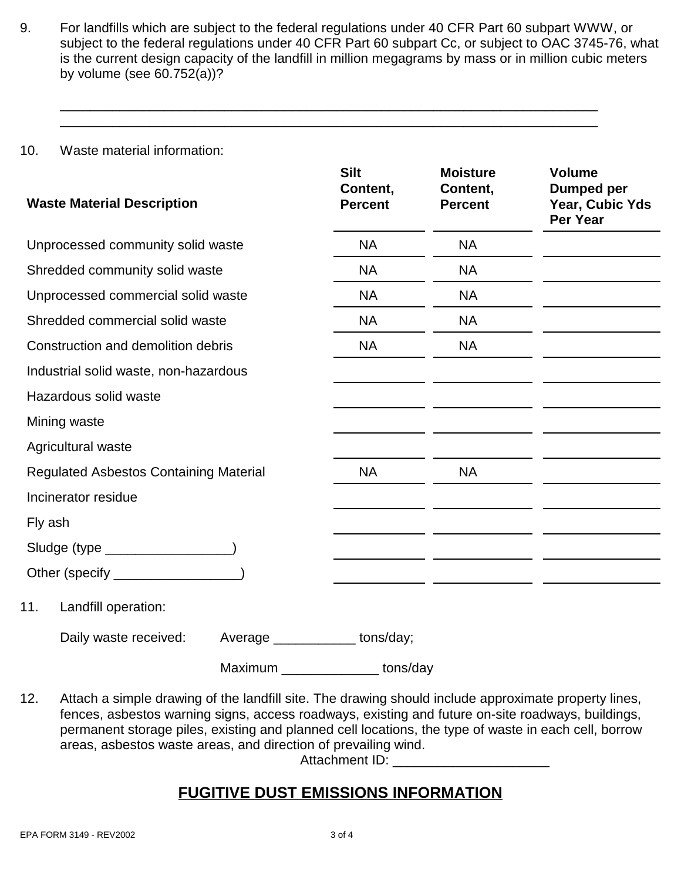9. For landfills which are subject to the federal regulations under 40 CFR Part 60 subpart WWW, or subject to the federal regulations under 40 CFR Part 60 subpart Cc, or subject to OAC 3745-76, what is the current design capacity of the landfill in million megagrams by mass or in million cubic meters by volume (see 60.752(a))?

\_\_\_\_\_\_\_\_\_\_\_\_\_\_\_\_\_\_\_\_\_\_\_\_\_\_\_\_\_\_\_\_\_\_\_\_\_\_\_\_\_\_\_\_\_\_\_\_\_\_\_\_\_\_\_\_\_\_\_\_\_\_\_\_\_\_\_\_\_\_\_\_

\_\_\_\_\_\_\_\_\_\_\_\_\_\_\_\_\_\_\_\_\_\_\_\_\_\_\_\_\_\_\_\_\_\_\_\_\_\_\_\_\_\_\_\_\_\_\_\_\_\_\_\_\_\_\_\_\_\_\_\_\_\_\_\_\_\_\_\_\_\_\_\_

10. Waste material information:

| Waste Material Description | Silt Content, Percent | Moisture Content, Percent | Volume Dumped per Year, Cubic Yds Per Year |
|---|---|---|---|
| Unprocessed community solid waste | NA | NA | |
| Shredded community solid waste | NA | NA | |
| Unprocessed commercial solid waste | NA | NA | |
| Shredded commercial solid waste | NA | NA | |
| Construction and demolition debris | NA | NA | |
| Industrial solid waste, non-hazardous | | | |
| Hazardous solid waste | | | |
| Mining waste | | | |
| Agricultural waste | | | |
| Regulated Asbestos Containing Material | NA | NA | |
| Incinerator residue | | | |
| Fly ash | | | |
| Sludge (type \_\_\_\_\_\_\_\_\_\_\_\_\_\_\_\_\_) | | | |
| Other (specify \_\_\_\_\_\_\_\_\_\_\_\_\_\_\_\_\_) | | | |

11. Landfill operation:

Daily waste received: Average \_\_\_\_\_\_\_\_\_\_\_ tons/day;

Maximum \_\_\_\_\_\_\_\_\_\_\_\_\_ tons/day

12. Attach a simple drawing of the landfill site. The drawing should include approximate property lines, fences, asbestos warning signs, access roadways, existing and future on-site roadways, buildings, permanent storage piles, existing and planned cell locations, the type of waste in each cell, borrow areas, asbestos waste areas, and direction of prevailing wind.

Attachment ID: \_\_\_\_\_\_\_\_\_\_\_\_\_\_\_\_\_\_\_\_\_

## FUGITIVE DUST EMISSIONS INFORMATION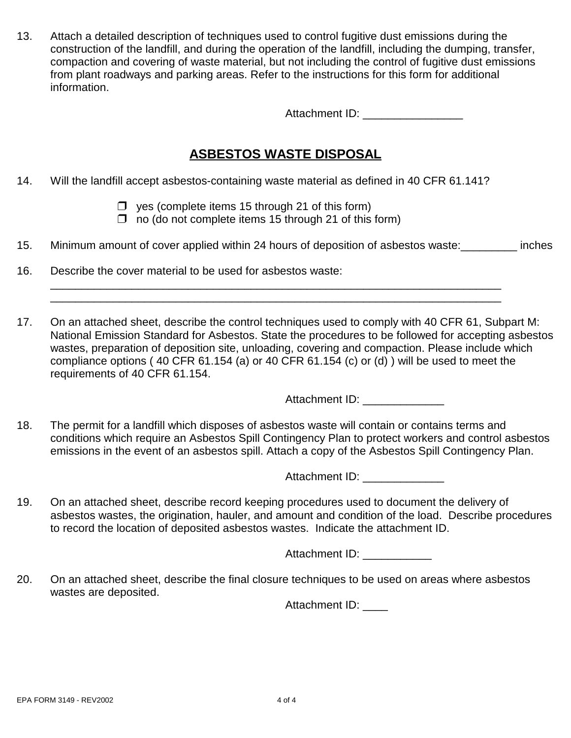13. Attach a detailed description of techniques used to control fugitive dust emissions during the construction of the landfill, and during the operation of the landfill, including the dumping, transfer, compaction and covering of waste material, but not including the control of fugitive dust emissions from plant roadways and parking areas. Refer to the instructions for this form for additional information.

    Attachment ID: ________________

## ASBESTOS WASTE DISPOSAL

14. Will the landfill accept asbestos-containing waste material as defined in 40 CFR 61.141?

    ❐ yes (complete items 15 through 21 of this form)
    ❐ no (do not complete items 15 through 21 of this form)

15. Minimum amount of cover applied within 24 hours of deposition of asbestos waste:_________ inches

16. Describe the cover material to be used for asbestos waste:
    ____________________________________________________________________________
    ____________________________________________________________________________

17. On an attached sheet, describe the control techniques used to comply with 40 CFR 61, Subpart M: National Emission Standard for Asbestos. State the procedures to be followed for accepting asbestos wastes, preparation of deposition site, unloading, covering and compaction. Please include which compliance options ( 40 CFR 61.154 (a) or 40 CFR 61.154 (c) or (d) ) will be used to meet the requirements of 40 CFR 61.154.

    Attachment ID: _____________

18. The permit for a landfill which disposes of asbestos waste will contain or contains terms and conditions which require an Asbestos Spill Contingency Plan to protect workers and control asbestos emissions in the event of an asbestos spill. Attach a copy of the Asbestos Spill Contingency Plan.

    Attachment ID: _____________

19. On an attached sheet, describe record keeping procedures used to document the delivery of asbestos wastes, the origination, hauler, and amount and condition of the load. Describe procedures to record the location of deposited asbestos wastes. Indicate the attachment ID.

    Attachment ID: ___________

20. On an attached sheet, describe the final closure techniques to be used on areas where asbestos wastes are deposited.

    Attachment ID: ____

EPA FORM 3149 - REV2002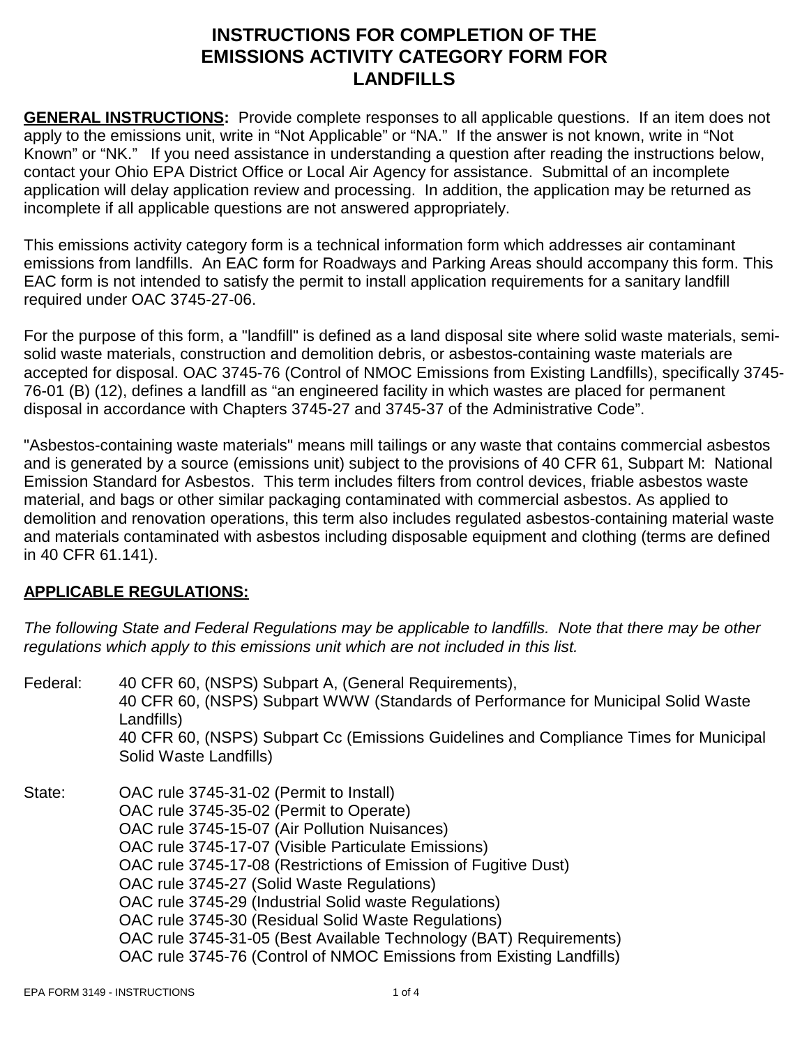# INSTRUCTIONS FOR COMPLETION OF THE EMISSIONS ACTIVITY CATEGORY FORM FOR LANDFILLS

**GENERAL INSTRUCTIONS:** Provide complete responses to all applicable questions. If an item does not apply to the emissions unit, write in "Not Applicable" or "NA." If the answer is not known, write in "Not Known" or "NK." If you need assistance in understanding a question after reading the instructions below, contact your Ohio EPA District Office or Local Air Agency for assistance. Submittal of an incomplete application will delay application review and processing. In addition, the application may be returned as incomplete if all applicable questions are not answered appropriately.

This emissions activity category form is a technical information form which addresses air contaminant emissions from landfills. An EAC form for Roadways and Parking Areas should accompany this form. This EAC form is not intended to satisfy the permit to install application requirements for a sanitary landfill required under OAC 3745-27-06.

For the purpose of this form, a "landfill" is defined as a land disposal site where solid waste materials, semi-solid waste materials, construction and demolition debris, or asbestos-containing waste materials are accepted for disposal. OAC 3745-76 (Control of NMOC Emissions from Existing Landfills), specifically 3745-76-01 (B) (12), defines a landfill as "an engineered facility in which wastes are placed for permanent disposal in accordance with Chapters 3745-27 and 3745-37 of the Administrative Code".

"Asbestos-containing waste materials" means mill tailings or any waste that contains commercial asbestos and is generated by a source (emissions unit) subject to the provisions of 40 CFR 61, Subpart M: National Emission Standard for Asbestos. This term includes filters from control devices, friable asbestos waste material, and bags or other similar packaging contaminated with commercial asbestos. As applied to demolition and renovation operations, this term also includes regulated asbestos-containing material waste and materials contaminated with asbestos including disposable equipment and clothing (terms are defined in 40 CFR 61.141).

**APPLICABLE REGULATIONS:**

*The following State and Federal Regulations may be applicable to landfills. Note that there may be other regulations which apply to this emissions unit which are not included in this list.*

Federal:
- 40 CFR 60, (NSPS) Subpart A, (General Requirements),
- 40 CFR 60, (NSPS) Subpart WWW (Standards of Performance for Municipal Solid Waste Landfills)
- 40 CFR 60, (NSPS) Subpart Cc (Emissions Guidelines and Compliance Times for Municipal Solid Waste Landfills)

State:
- OAC rule 3745-31-02 (Permit to Install)
- OAC rule 3745-35-02 (Permit to Operate)
- OAC rule 3745-15-07 (Air Pollution Nuisances)
- OAC rule 3745-17-07 (Visible Particulate Emissions)
- OAC rule 3745-17-08 (Restrictions of Emission of Fugitive Dust)
- OAC rule 3745-27 (Solid Waste Regulations)
- OAC rule 3745-29 (Industrial Solid waste Regulations)
- OAC rule 3745-30 (Residual Solid Waste Regulations)
- OAC rule 3745-31-05 (Best Available Technology (BAT) Requirements)
- OAC rule 3745-76 (Control of NMOC Emissions from Existing Landfills)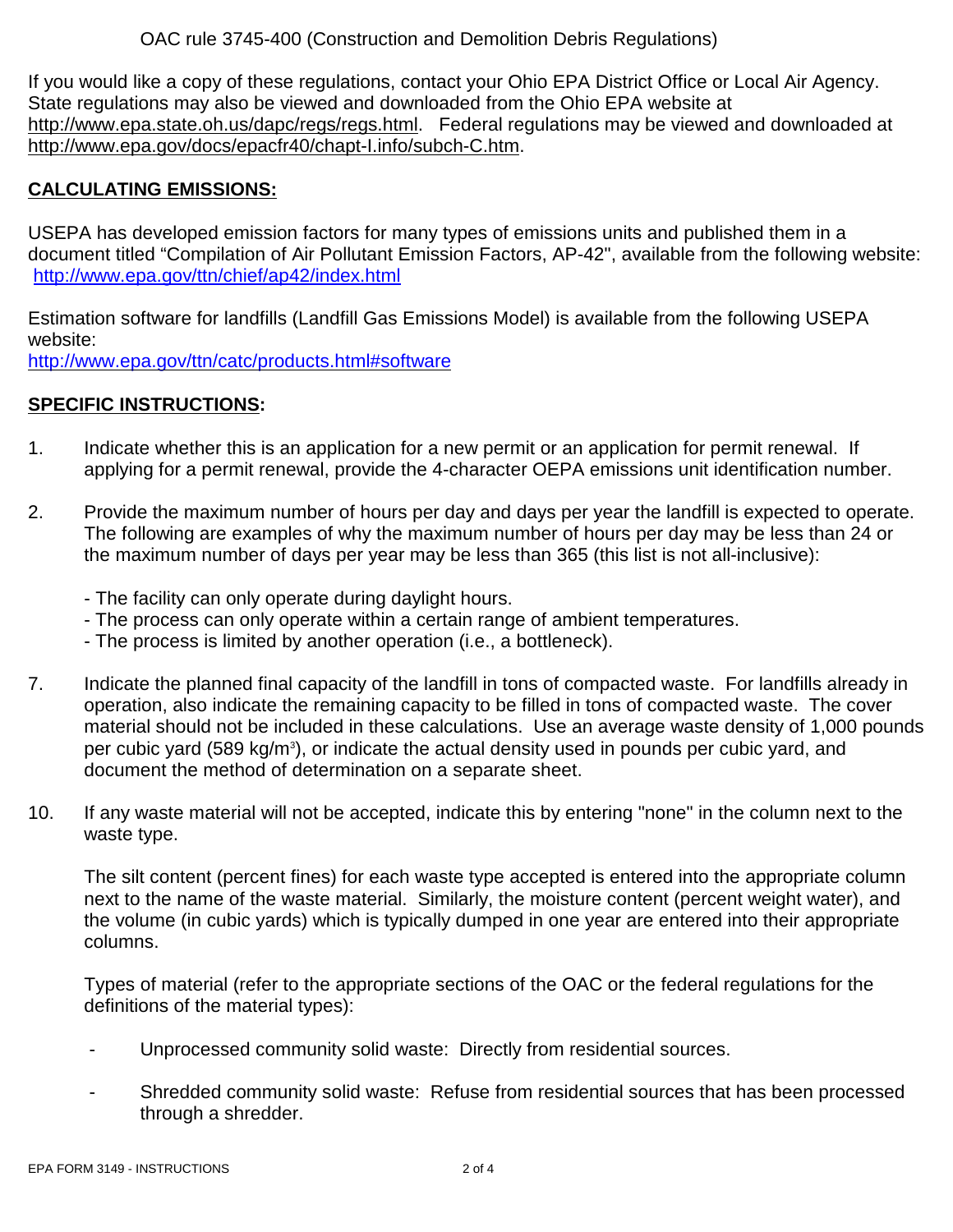OAC rule 3745-400 (Construction and Demolition Debris Regulations)

If you would like a copy of these regulations, contact your Ohio EPA District Office or Local Air Agency. State regulations may also be viewed and downloaded from the Ohio EPA website at http://www.epa.state.oh.us/dapc/regs/regs.html. Federal regulations may be viewed and downloaded at http://www.epa.gov/docs/epacfr40/chapt-I.info/subch-C.htm.

## CALCULATING EMISSIONS:

USEPA has developed emission factors for many types of emissions units and published them in a document titled "Compilation of Air Pollutant Emission Factors, AP-42", available from the following website: http://www.epa.gov/ttn/chief/ap42/index.html

Estimation software for landfills (Landfill Gas Emissions Model) is available from the following USEPA website:
http://www.epa.gov/ttn/catc/products.html#software

## SPECIFIC INSTRUCTIONS:

1. Indicate whether this is an application for a new permit or an application for permit renewal. If applying for a permit renewal, provide the 4-character OEPA emissions unit identification number.

2. Provide the maximum number of hours per day and days per year the landfill is expected to operate. The following are examples of why the maximum number of hours per day may be less than 24 or the maximum number of days per year may be less than 365 (this list is not all-inclusive):

   - The facility can only operate during daylight hours.
   - The process can only operate within a certain range of ambient temperatures.
   - The process is limited by another operation (i.e., a bottleneck).

7. Indicate the planned final capacity of the landfill in tons of compacted waste. For landfills already in operation, also indicate the remaining capacity to be filled in tons of compacted waste. The cover material should not be included in these calculations. Use an average waste density of 1,000 pounds per cubic yard (589 $kg/m^3$), or indicate the actual density used in pounds per cubic yard, and document the method of determination on a separate sheet.

10. If any waste material will not be accepted, indicate this by entering "none" in the column next to the waste type.

    The silt content (percent fines) for each waste type accepted is entered into the appropriate column next to the name of the waste material. Similarly, the moisture content (percent weight water), and the volume (in cubic yards) which is typically dumped in one year are entered into their appropriate columns.

    Types of material (refer to the appropriate sections of the OAC or the federal regulations for the definitions of the material types):

    - Unprocessed community solid waste: Directly from residential sources.

    - Shredded community solid waste: Refuse from residential sources that has been processed through a shredder.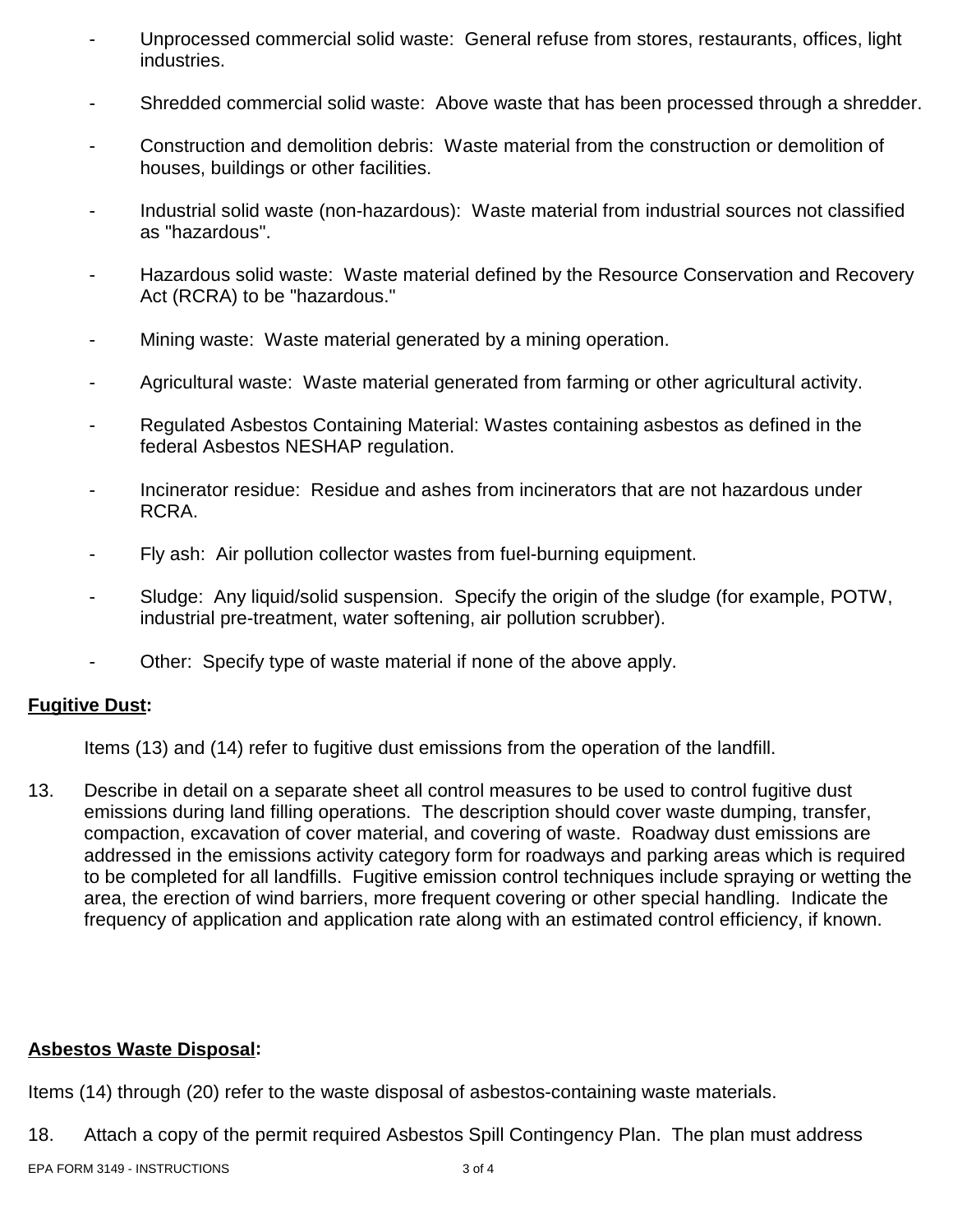- Unprocessed commercial solid waste: General refuse from stores, restaurants, offices, light industries.

- Shredded commercial solid waste: Above waste that has been processed through a shredder.

- Construction and demolition debris: Waste material from the construction or demolition of houses, buildings or other facilities.

- Industrial solid waste (non-hazardous): Waste material from industrial sources not classified as "hazardous".

- Hazardous solid waste: Waste material defined by the Resource Conservation and Recovery Act (RCRA) to be "hazardous."

- Mining waste: Waste material generated by a mining operation.

- Agricultural waste: Waste material generated from farming or other agricultural activity.

- Regulated Asbestos Containing Material: Wastes containing asbestos as defined in the federal Asbestos NESHAP regulation.

- Incinerator residue: Residue and ashes from incinerators that are not hazardous under RCRA.

- Fly ash: Air pollution collector wastes from fuel-burning equipment.

- Sludge: Any liquid/solid suspension. Specify the origin of the sludge (for example, POTW, industrial pre-treatment, water softening, air pollution scrubber).

- Other: Specify type of waste material if none of the above apply.

**Fugitive Dust:**

Items (13) and (14) refer to fugitive dust emissions from the operation of the landfill.

13. Describe in detail on a separate sheet all control measures to be used to control fugitive dust emissions during land filling operations. The description should cover waste dumping, transfer, compaction, excavation of cover material, and covering of waste. Roadway dust emissions are addressed in the emissions activity category form for roadways and parking areas which is required to be completed for all landfills. Fugitive emission control techniques include spraying or wetting the area, the erection of wind barriers, more frequent covering or other special handling. Indicate the frequency of application and application rate along with an estimated control efficiency, if known.

**Asbestos Waste Disposal:**

Items (14) through (20) refer to the waste disposal of asbestos-containing waste materials.

18. Attach a copy of the permit required Asbestos Spill Contingency Plan. The plan must address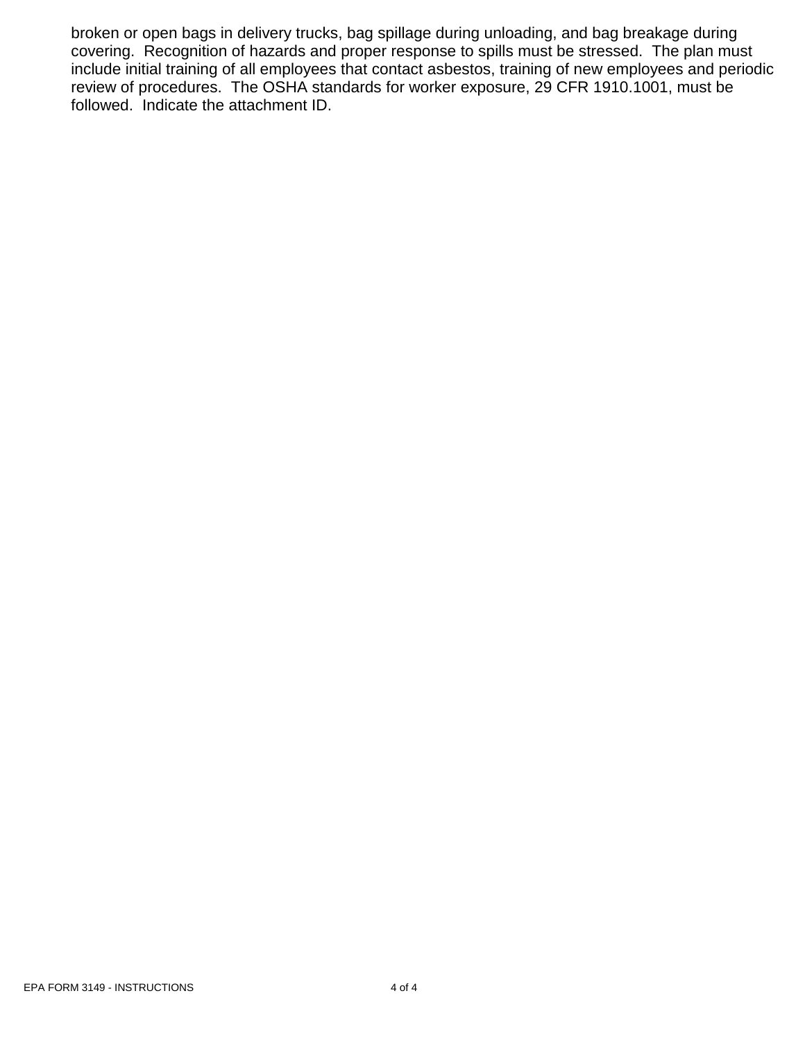broken or open bags in delivery trucks, bag spillage during unloading, and bag breakage during covering. Recognition of hazards and proper response to spills must be stressed. The plan must include initial training of all employees that contact asbestos, training of new employees and periodic review of procedures. The OSHA standards for worker exposure, 29 CFR 1910.1001, must be followed. Indicate the attachment ID.